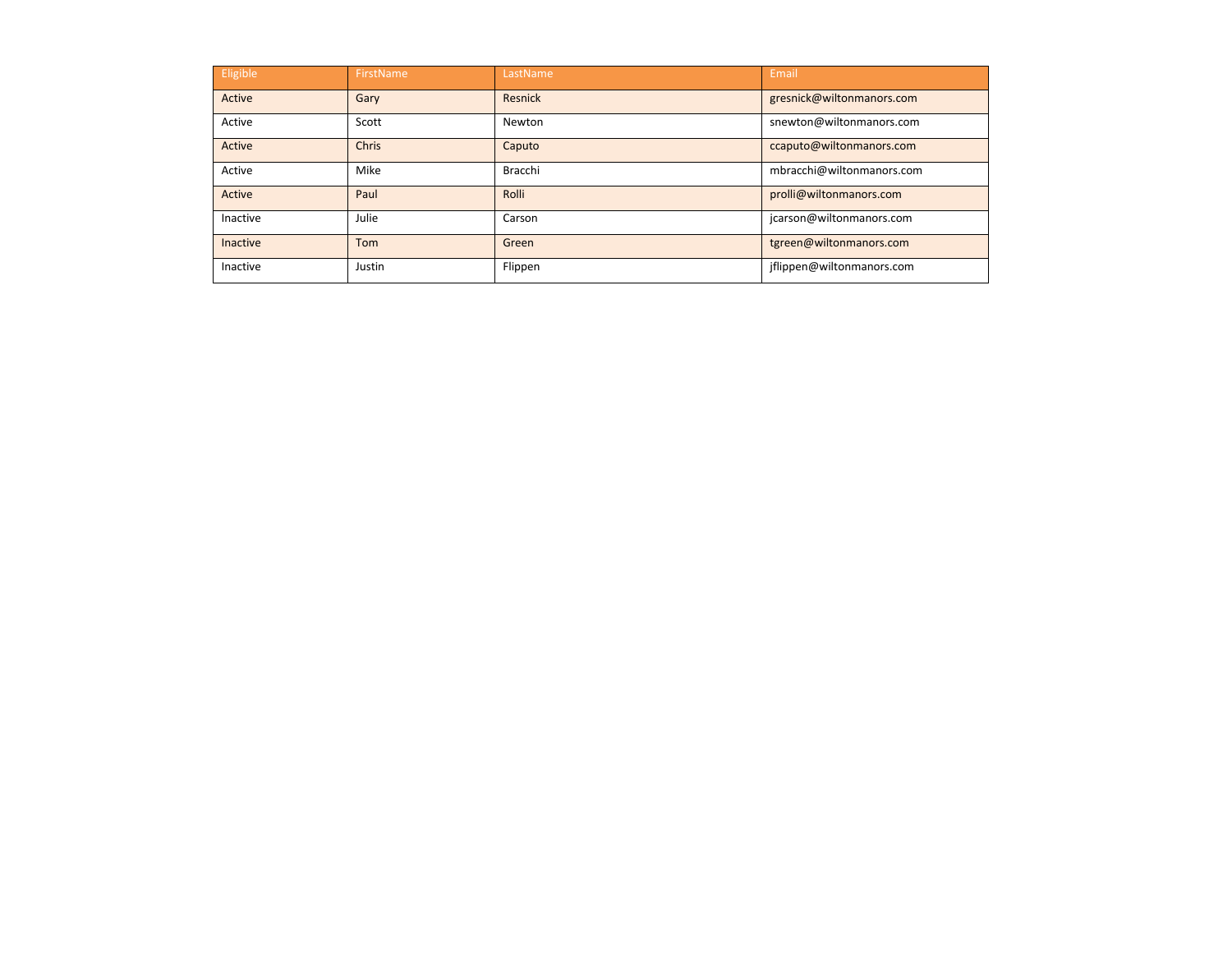| Eligible | FirstName | LastName | Email |
|---|---|---|---|
| Active | Gary | Resnick | gresnick@wiltonmanors.com |
| Active | Scott | Newton | snewton@wiltonmanors.com |
| Active | Chris | Caputo | ccaputo@wiltonmanors.com |
| Active | Mike | Bracchi | mbracchi@wiltonmanors.com |
| Active | Paul | Rolli | prolli@wiltonmanors.com |
| Inactive | Julie | Carson | jcarson@wiltonmanors.com |
| Inactive | Tom | Green | tgreen@wiltonmanors.com |
| Inactive | Justin | Flippen | jflippen@wiltonmanors.com |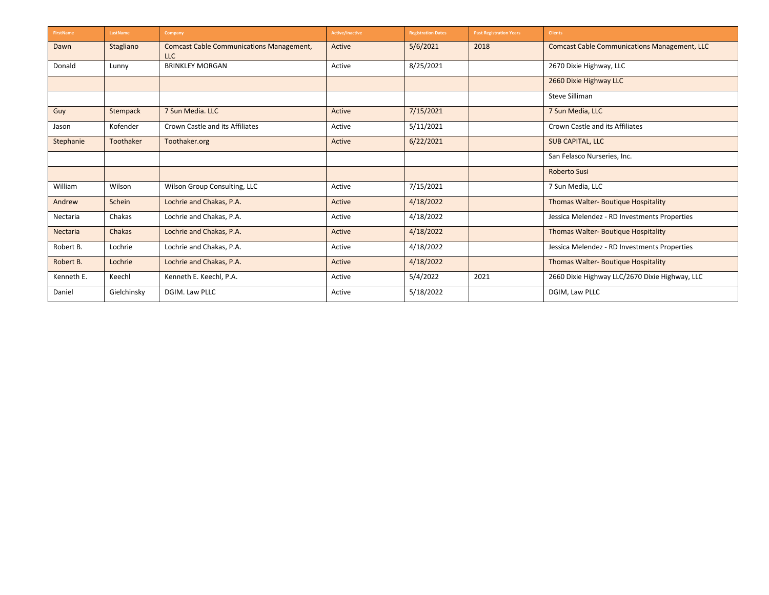| FirstName | LastName | Company | Active/Inactive | Registration Dates | Past Registration Years | Clients |
|---|---|---|---|---|---|---|
| Dawn | Stagliano | Comcast Cable Communications Management, LLC | Active | 5/6/2021 | 2018 | Comcast Cable Communications Management, LLC |
| Donald | Lunny | BRINKLEY MORGAN | Active | 8/25/2021 | | 2670 Dixie Highway, LLC |
| | | | | | | 2660 Dixie Highway LLC |
| | | | | | | Steve Silliman |
| Guy | Stempack | 7 Sun Media. LLC | Active | 7/15/2021 | | 7 Sun Media, LLC |
| Jason | Kofender | Crown Castle and its Affiliates | Active | 5/11/2021 | | Crown Castle and its Affiliates |
| Stephanie | Toothaker | Toothaker.org | Active | 6/22/2021 | | SUB CAPITAL, LLC |
| | | | | | | San Felasco Nurseries, Inc. |
| | | | | | | Roberto Susi |
| William | Wilson | Wilson Group Consulting, LLC | Active | 7/15/2021 | | 7 Sun Media, LLC |
| Andrew | Schein | Lochrie and Chakas, P.A. | Active | 4/18/2022 | | Thomas Walter- Boutique Hospitality |
| Nectaria | Chakas | Lochrie and Chakas, P.A. | Active | 4/18/2022 | | Jessica Melendez - RD Investments Properties |
| Nectaria | Chakas | Lochrie and Chakas, P.A. | Active | 4/18/2022 | | Thomas Walter- Boutique Hospitality |
| Robert B. | Lochrie | Lochrie and Chakas, P.A. | Active | 4/18/2022 | | Jessica Melendez - RD Investments Properties |
| Robert B. | Lochrie | Lochrie and Chakas, P.A. | Active | 4/18/2022 | | Thomas Walter- Boutique Hospitality |
| Kenneth E. | Keechl | Kenneth E. Keechl, P.A. | Active | 5/4/2022 | 2021 | 2660 Dixie Highway LLC/2670 Dixie Highway, LLC |
| Daniel | Gielchinsky | DGIM. Law PLLC | Active | 5/18/2022 | | DGIM, Law PLLC |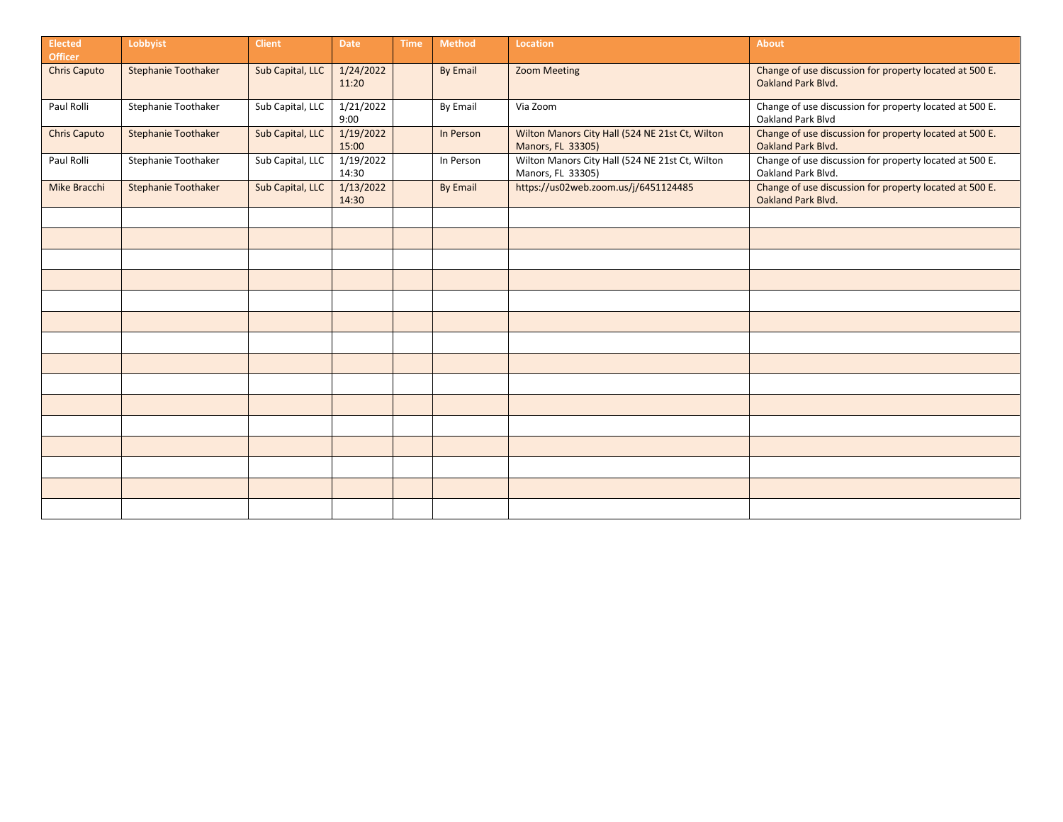| Elected Officer | Lobbyist | Client | Date | Time | Method | Location | About |
|---|---|---|---|---|---|---|---|
| Chris Caputo | Stephanie Toothaker | Sub Capital, LLC | 1/24/2022 11:20 | | By Email | Zoom Meeting | Change of use discussion for property located at 500 E. Oakland Park Blvd. |
| Paul Rolli | Stephanie Toothaker | Sub Capital, LLC | 1/21/2022 9:00 | | By Email | Via Zoom | Change of use discussion for property located at 500 E. Oakland Park Blvd |
| Chris Caputo | Stephanie Toothaker | Sub Capital, LLC | 1/19/2022 15:00 | | In Person | Wilton Manors City Hall (524 NE 21st Ct, Wilton Manors, FL 33305) | Change of use discussion for property located at 500 E. Oakland Park Blvd. |
| Paul Rolli | Stephanie Toothaker | Sub Capital, LLC | 1/19/2022 14:30 | | In Person | Wilton Manors City Hall (524 NE 21st Ct, Wilton Manors, FL 33305) | Change of use discussion for property located at 500 E. Oakland Park Blvd. |
| Mike Bracchi | Stephanie Toothaker | Sub Capital, LLC | 1/13/2022 14:30 | | By Email | https://us02web.zoom.us/j/6451124485 | Change of use discussion for property located at 500 E. Oakland Park Blvd. |
| | | | | | | | |
| | | | | | | | |
| | | | | | | | |
| | | | | | | | |
| | | | | | | | |
| | | | | | | | |
| | | | | | | | |
| | | | | | | | |
| | | | | | | | |
| | | | | | | | |
| | | | | | | | |
| | | | | | | | |
| | | | | | | | |
| | | | | | | | |
| | | | | | | | |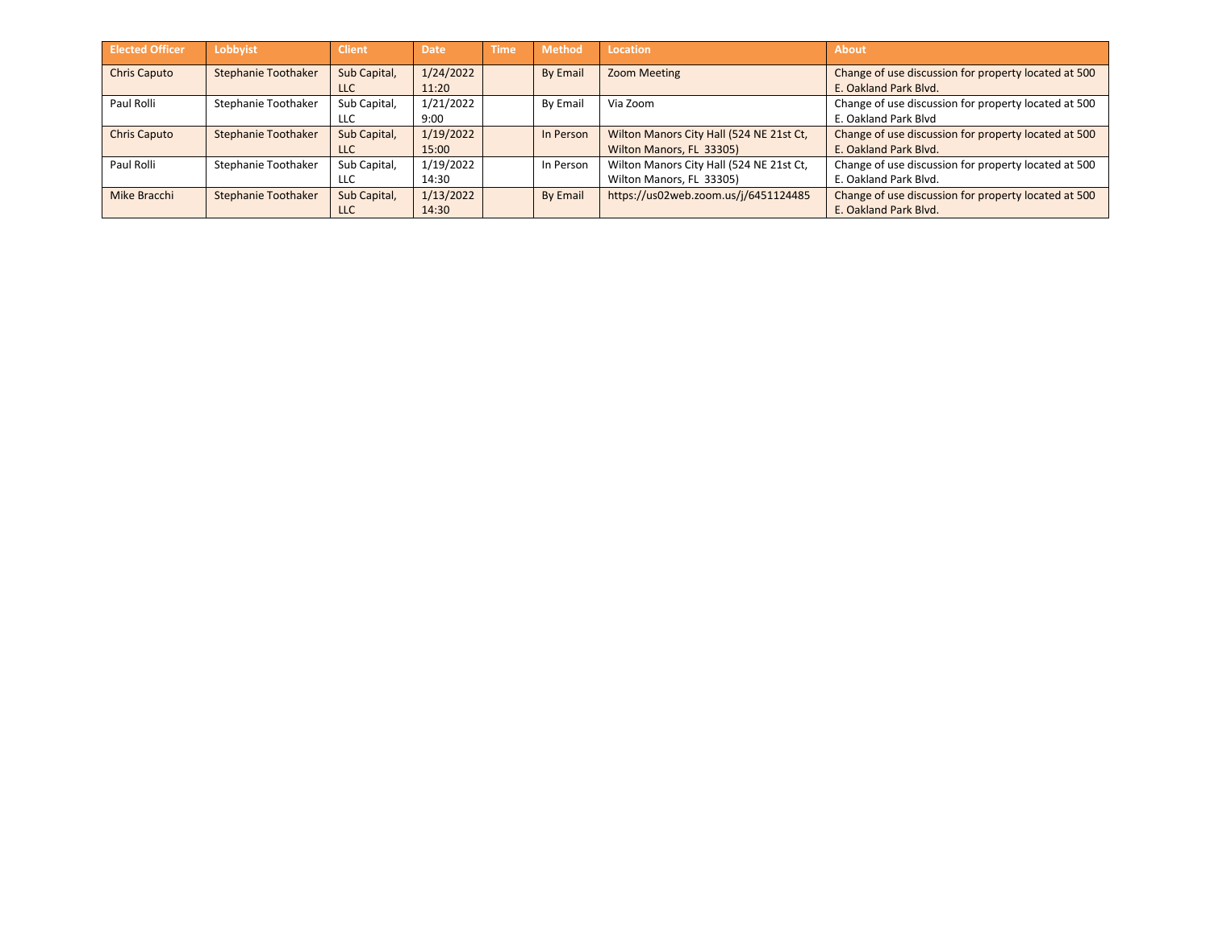| Elected Officer | Lobbyist | Client | Date | Time | Method | Location | About |
|---|---|---|---|---|---|---|---|
| Chris Caputo | Stephanie Toothaker | Sub Capital, LLC | 1/24/2022 11:20 | | By Email | Zoom Meeting | Change of use discussion for property located at 500 E. Oakland Park Blvd. |
| Paul Rolli | Stephanie Toothaker | Sub Capital, LLC | 1/21/2022 9:00 | | By Email | Via Zoom | Change of use discussion for property located at 500 E. Oakland Park Blvd |
| Chris Caputo | Stephanie Toothaker | Sub Capital, LLC | 1/19/2022 15:00 | | In Person | Wilton Manors City Hall (524 NE 21st Ct, Wilton Manors, FL 33305) | Change of use discussion for property located at 500 E. Oakland Park Blvd. |
| Paul Rolli | Stephanie Toothaker | Sub Capital, LLC | 1/19/2022 14:30 | | In Person | Wilton Manors City Hall (524 NE 21st Ct, Wilton Manors, FL 33305) | Change of use discussion for property located at 500 E. Oakland Park Blvd. |
| Mike Bracchi | Stephanie Toothaker | Sub Capital, LLC | 1/13/2022 14:30 | | By Email | https://us02web.zoom.us/j/6451124485 | Change of use discussion for property located at 500 E. Oakland Park Blvd. |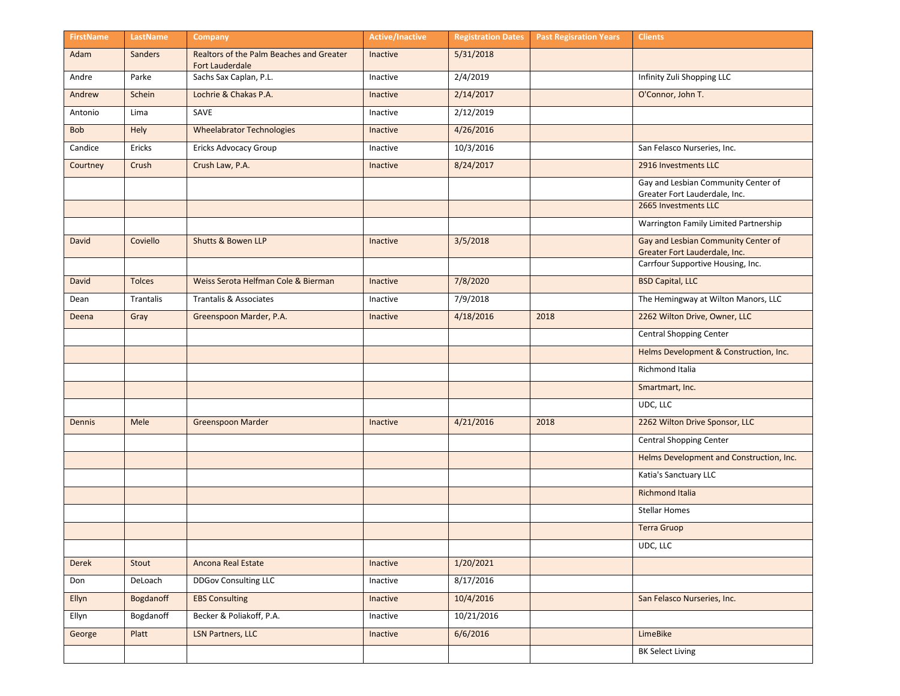| FirstName | LastName | Company | Active/Inactive | Registration Dates | Past Regisration Years | Clients |
|---|---|---|---|---|---|---|
| Adam | Sanders | Realtors of the Palm Beaches and Greater Fort Lauderdale | Inactive | 5/31/2018 | | |
| Andre | Parke | Sachs Sax Caplan, P.L. | Inactive | 2/4/2019 | | Infinity Zuli Shopping LLC |
| Andrew | Schein | Lochrie & Chakas P.A. | Inactive | 2/14/2017 | | O'Connor, John T. |
| Antonio | Lima | SAVE | Inactive | 2/12/2019 | | |
| Bob | Hely | Wheelabrator Technologies | Inactive | 4/26/2016 | | |
| Candice | Ericks | Ericks Advocacy Group | Inactive | 10/3/2016 | | San Felasco Nurseries, Inc. |
| Courtney | Crush | Crush Law, P.A. | Inactive | 8/24/2017 | | 2916 Investments LLC |
| | | | | | | Gay and Lesbian Community Center of Greater Fort Lauderdale, Inc. |
| | | | | | | 2665 Investments LLC |
| | | | | | | Warrington Family Limited Partnership |
| David | Coviello | Shutts & Bowen LLP | Inactive | 3/5/2018 | | Gay and Lesbian Community Center of Greater Fort Lauderdale, Inc. |
| | | | | | | Carrfour Supportive Housing, Inc. |
| David | Tolces | Weiss Serota Helfman Cole & Bierman | Inactive | 7/8/2020 | | BSD Capital, LLC |
| Dean | Trantalis | Trantalis & Associates | Inactive | 7/9/2018 | | The Hemingway at Wilton Manors, LLC |
| Deena | Gray | Greenspoon Marder, P.A. | Inactive | 4/18/2016 | 2018 | 2262 Wilton Drive, Owner, LLC |
| | | | | | | Central Shopping Center |
| | | | | | | Helms Development & Construction, Inc. |
| | | | | | | Richmond Italia |
| | | | | | | Smartmart, Inc. |
| | | | | | | UDC, LLC |
| Dennis | Mele | Greenspoon Marder | Inactive | 4/21/2016 | 2018 | 2262 Wilton Drive Sponsor, LLC |
| | | | | | | Central Shopping Center |
| | | | | | | Helms Development and Construction, Inc. |
| | | | | | | Katia's Sanctuary LLC |
| | | | | | | Richmond Italia |
| | | | | | | Stellar Homes |
| | | | | | | Terra Gruop |
| | | | | | | UDC, LLC |
| Derek | Stout | Ancona Real Estate | Inactive | 1/20/2021 | | |
| Don | DeLoach | DDGov Consulting LLC | Inactive | 8/17/2016 | | |
| Ellyn | Bogdanoff | EBS Consulting | Inactive | 10/4/2016 | | San Felasco Nurseries, Inc. |
| Ellyn | Bogdanoff | Becker & Poliakoff, P.A. | Inactive | 10/21/2016 | | |
| George | Platt | LSN Partners, LLC | Inactive | 6/6/2016 | | LimeBike |
| | | | | | | BK Select Living |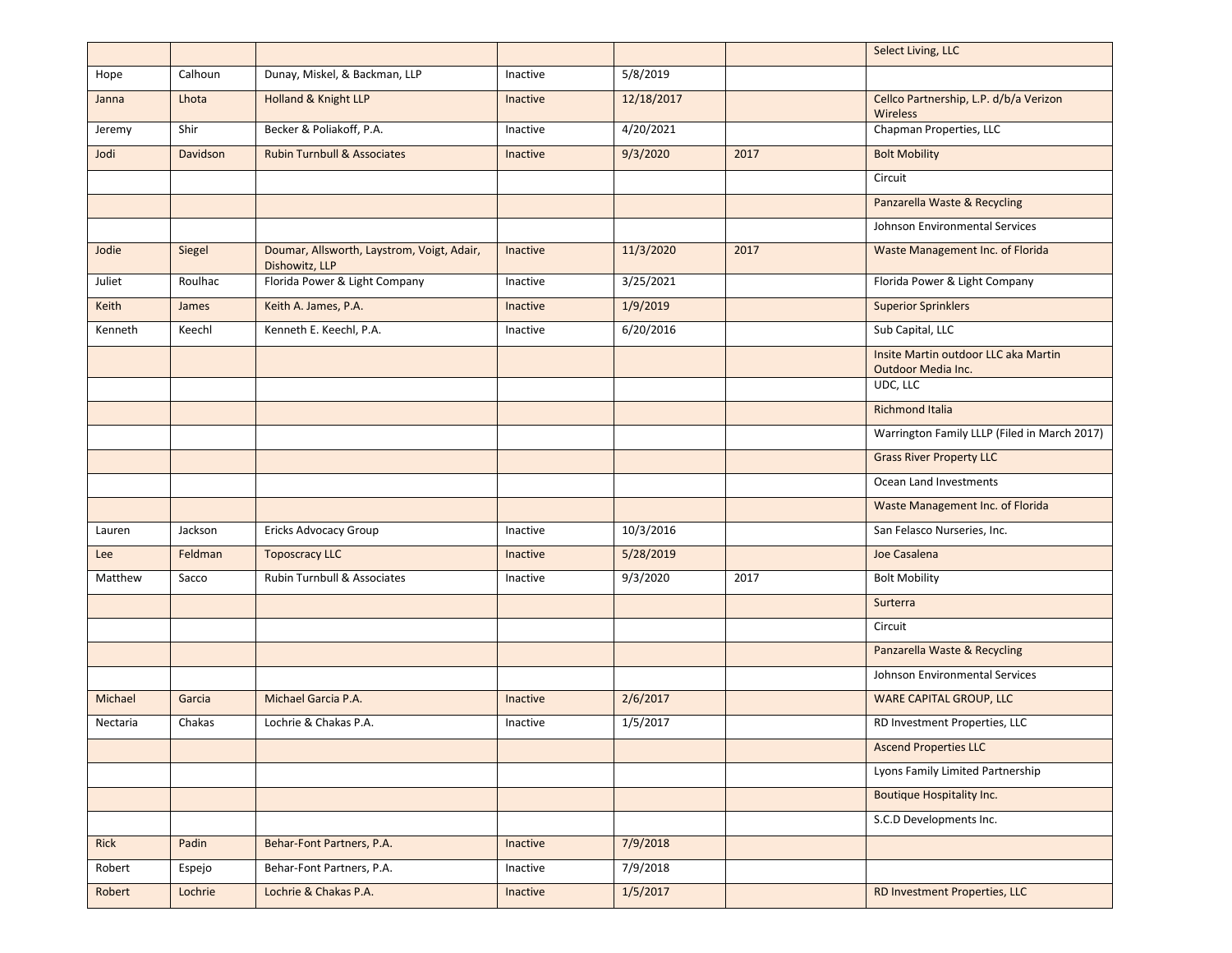| | | | | | | |
|---|---|---|---|---|---|---|
| | | | | | | Select Living, LLC |
| Hope | Calhoun | Dunay, Miskel, & Backman, LLP | Inactive | 5/8/2019 | | |
| Janna | Lhota | Holland & Knight LLP | Inactive | 12/18/2017 | | Cellco Partnership, L.P. d/b/a Verizon Wireless |
| Jeremy | Shir | Becker & Poliakoff, P.A. | Inactive | 4/20/2021 | | Chapman Properties, LLC |
| Jodi | Davidson | Rubin Turnbull & Associates | Inactive | 9/3/2020 | 2017 | Bolt Mobility |
| | | | | | | Circuit |
| | | | | | | Panzarella Waste & Recycling |
| | | | | | | Johnson Environmental Services |
| Jodie | Siegel | Doumar, Allsworth, Laystrom, Voigt, Adair, Dishowitz, LLP | Inactive | 11/3/2020 | 2017 | Waste Management Inc. of Florida |
| Juliet | Roulhac | Florida Power & Light Company | Inactive | 3/25/2021 | | Florida Power & Light Company |
| Keith | James | Keith A. James, P.A. | Inactive | 1/9/2019 | | Superior Sprinklers |
| Kenneth | Keechl | Kenneth E. Keechl, P.A. | Inactive | 6/20/2016 | | Sub Capital, LLC |
| | | | | | | Insite Martin outdoor LLC aka Martin Outdoor Media Inc. |
| | | | | | | UDC, LLC |
| | | | | | | Richmond Italia |
| | | | | | | Warrington Family LLLP (Filed in March 2017) |
| | | | | | | Grass River Property LLC |
| | | | | | | Ocean Land Investments |
| | | | | | | Waste Management Inc. of Florida |
| Lauren | Jackson | Ericks Advocacy Group | Inactive | 10/3/2016 | | San Felasco Nurseries, Inc. |
| Lee | Feldman | Toposcracy LLC | Inactive | 5/28/2019 | | Joe Casalena |
| Matthew | Sacco | Rubin Turnbull & Associates | Inactive | 9/3/2020 | 2017 | Bolt Mobility |
| | | | | | | Surterra |
| | | | | | | Circuit |
| | | | | | | Panzarella Waste & Recycling |
| | | | | | | Johnson Environmental Services |
| Michael | Garcia | Michael Garcia P.A. | Inactive | 2/6/2017 | | WARE CAPITAL GROUP, LLC |
| Nectaria | Chakas | Lochrie & Chakas P.A. | Inactive | 1/5/2017 | | RD Investment Properties, LLC |
| | | | | | | Ascend Properties LLC |
| | | | | | | Lyons Family Limited Partnership |
| | | | | | | Boutique Hospitality Inc. |
| | | | | | | S.C.D Developments Inc. |
| Rick | Padin | Behar-Font Partners, P.A. | Inactive | 7/9/2018 | | |
| Robert | Espejo | Behar-Font Partners, P.A. | Inactive | 7/9/2018 | | |
| Robert | Lochrie | Lochrie & Chakas P.A. | Inactive | 1/5/2017 | | RD Investment Properties, LLC |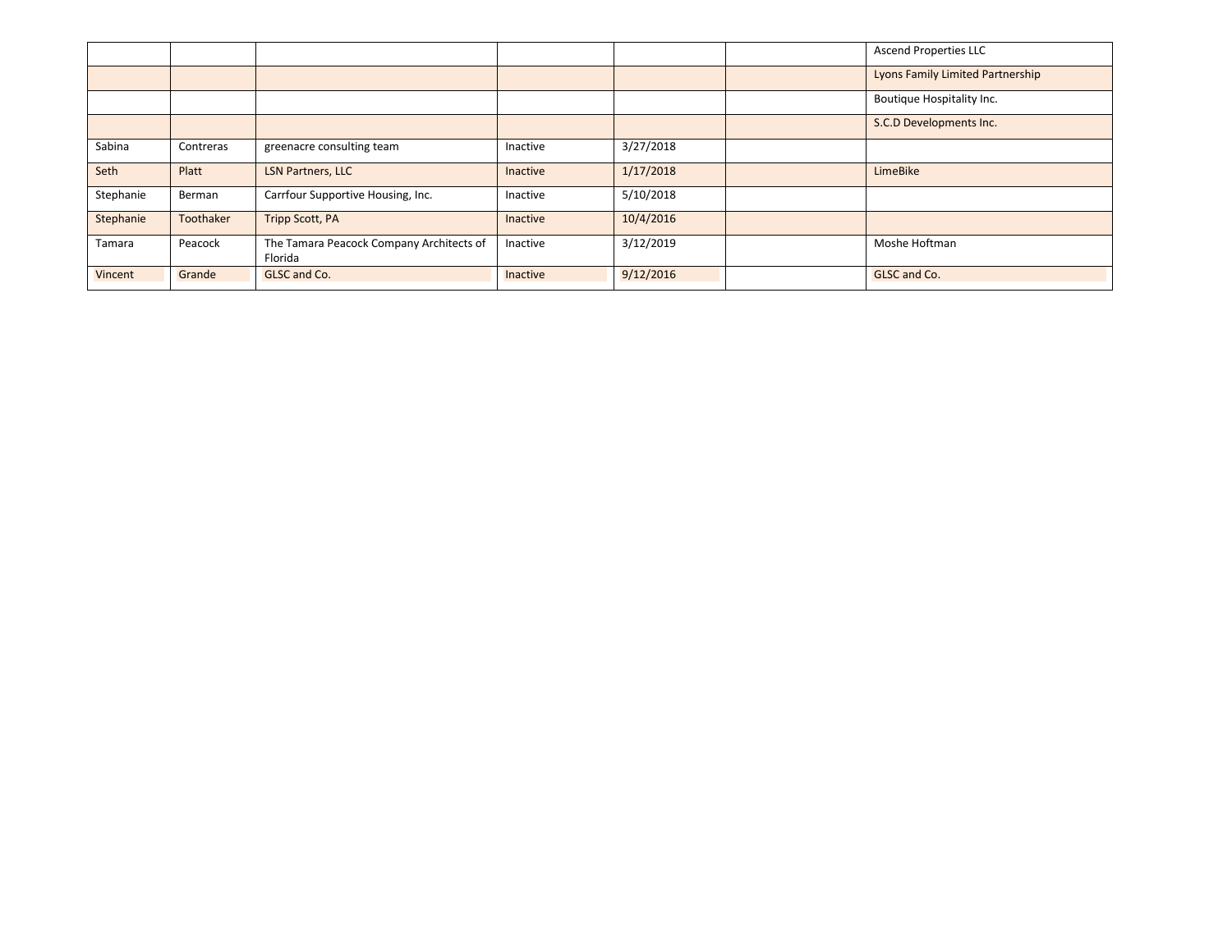| | | | | | | |
|---|---|---|---|---|---|---|
| | | | | | | Ascend Properties LLC |
| | | | | | | Lyons Family Limited Partnership |
| | | | | | | Boutique Hospitality Inc. |
| | | | | | | S.C.D Developments Inc. |
| Sabina | Contreras | greenacre consulting team | Inactive | 3/27/2018 | | |
| Seth | Platt | LSN Partners, LLC | Inactive | 1/17/2018 | | LimeBike |
| Stephanie | Berman | Carrfour Supportive Housing, Inc. | Inactive | 5/10/2018 | | |
| Stephanie | Toothaker | Tripp Scott, PA | Inactive | 10/4/2016 | | |
| Tamara | Peacock | The Tamara Peacock Company Architects of Florida | Inactive | 3/12/2019 | | Moshe Hoftman |
| Vincent | Grande | GLSC and Co. | Inactive | 9/12/2016 | | GLSC and Co. |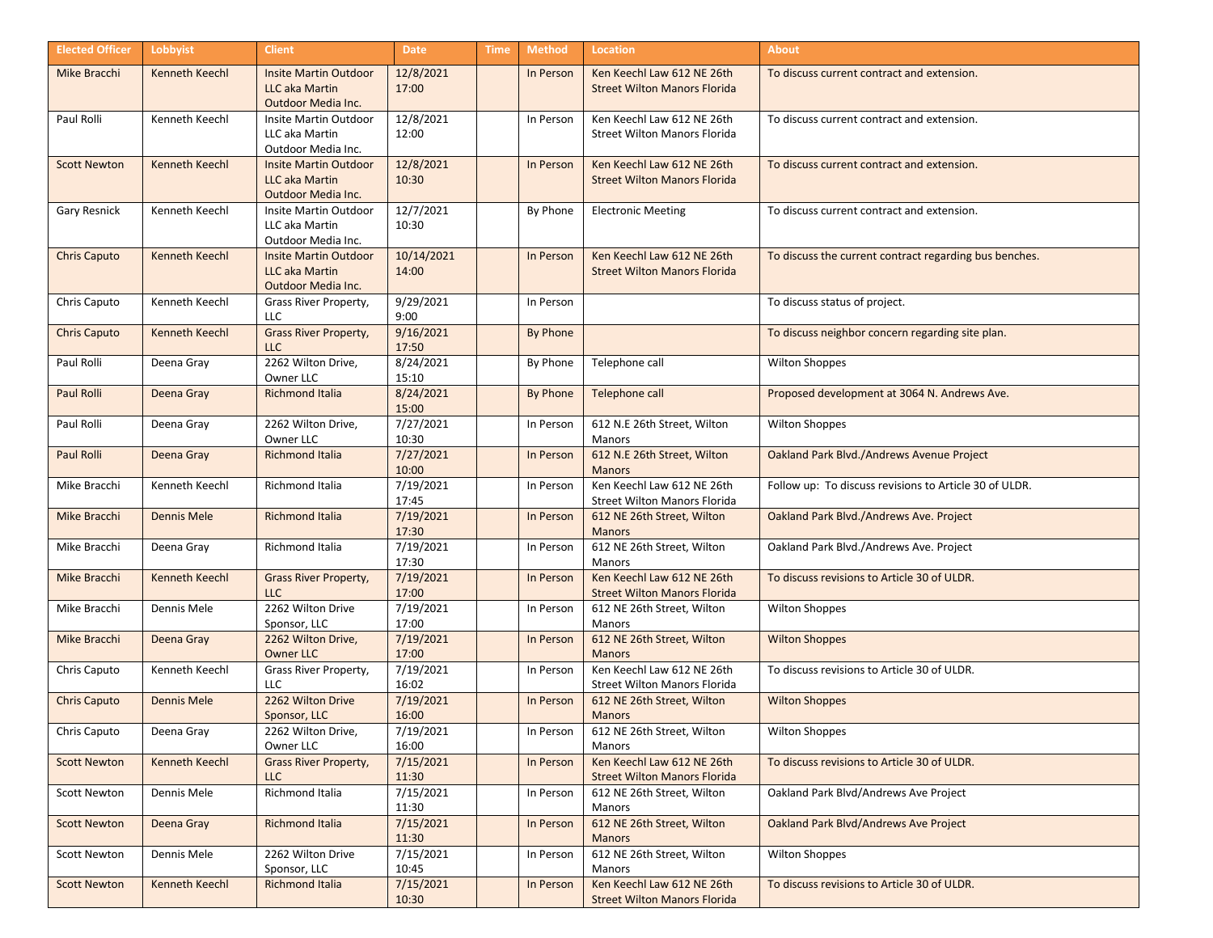| Elected Officer | Lobbyist | Client | Date | Time | Method | Location | About |
|---|---|---|---|---|---|---|---|
| Mike Bracchi | Kenneth Keechl | Insite Martin Outdoor LLC aka Martin Outdoor Media Inc. | 12/8/2021 17:00 | | In Person | Ken Keechl Law 612 NE 26th Street Wilton Manors Florida | To discuss current contract and extension. |
| Paul Rolli | Kenneth Keechl | Insite Martin Outdoor LLC aka Martin Outdoor Media Inc. | 12/8/2021 12:00 | | In Person | Ken Keechl Law 612 NE 26th Street Wilton Manors Florida | To discuss current contract and extension. |
| Scott Newton | Kenneth Keechl | Insite Martin Outdoor LLC aka Martin Outdoor Media Inc. | 12/8/2021 10:30 | | In Person | Ken Keechl Law 612 NE 26th Street Wilton Manors Florida | To discuss current contract and extension. |
| Gary Resnick | Kenneth Keechl | Insite Martin Outdoor LLC aka Martin Outdoor Media Inc. | 12/7/2021 10:30 | | By Phone | Electronic Meeting | To discuss current contract and extension. |
| Chris Caputo | Kenneth Keechl | Insite Martin Outdoor LLC aka Martin Outdoor Media Inc. | 10/14/2021 14:00 | | In Person | Ken Keechl Law 612 NE 26th Street Wilton Manors Florida | To discuss the current contract regarding bus benches. |
| Chris Caputo | Kenneth Keechl | Grass River Property, LLC | 9/29/2021 9:00 | | In Person | | To discuss status of project. |
| Chris Caputo | Kenneth Keechl | Grass River Property, LLC | 9/16/2021 17:50 | | By Phone | | To discuss neighbor concern regarding site plan. |
| Paul Rolli | Deena Gray | 2262 Wilton Drive, Owner LLC | 8/24/2021 15:10 | | By Phone | Telephone call | Wilton Shoppes |
| Paul Rolli | Deena Gray | Richmond Italia | 8/24/2021 15:00 | | By Phone | Telephone call | Proposed development at 3064 N. Andrews Ave. |
| Paul Rolli | Deena Gray | 2262 Wilton Drive, Owner LLC | 7/27/2021 10:30 | | In Person | 612 N.E 26th Street, Wilton Manors | Wilton Shoppes |
| Paul Rolli | Deena Gray | Richmond Italia | 7/27/2021 10:00 | | In Person | 612 N.E 26th Street, Wilton Manors | Oakland Park Blvd./Andrews Avenue Project |
| Mike Bracchi | Kenneth Keechl | Richmond Italia | 7/19/2021 17:45 | | In Person | Ken Keechl Law 612 NE 26th Street Wilton Manors Florida | Follow up: To discuss revisions to Article 30 of ULDR. |
| Mike Bracchi | Dennis Mele | Richmond Italia | 7/19/2021 17:30 | | In Person | 612 NE 26th Street, Wilton Manors | Oakland Park Blvd./Andrews Ave. Project |
| Mike Bracchi | Deena Gray | Richmond Italia | 7/19/2021 17:30 | | In Person | 612 NE 26th Street, Wilton Manors | Oakland Park Blvd./Andrews Ave. Project |
| Mike Bracchi | Kenneth Keechl | Grass River Property, LLC | 7/19/2021 17:00 | | In Person | Ken Keechl Law 612 NE 26th Street Wilton Manors Florida | To discuss revisions to Article 30 of ULDR. |
| Mike Bracchi | Dennis Mele | 2262 Wilton Drive Sponsor, LLC | 7/19/2021 17:00 | | In Person | 612 NE 26th Street, Wilton Manors | Wilton Shoppes |
| Mike Bracchi | Deena Gray | 2262 Wilton Drive, Owner LLC | 7/19/2021 17:00 | | In Person | 612 NE 26th Street, Wilton Manors | Wilton Shoppes |
| Chris Caputo | Kenneth Keechl | Grass River Property, LLC | 7/19/2021 16:02 | | In Person | Ken Keechl Law 612 NE 26th Street Wilton Manors Florida | To discuss revisions to Article 30 of ULDR. |
| Chris Caputo | Dennis Mele | 2262 Wilton Drive Sponsor, LLC | 7/19/2021 16:00 | | In Person | 612 NE 26th Street, Wilton Manors | Wilton Shoppes |
| Chris Caputo | Deena Gray | 2262 Wilton Drive, Owner LLC | 7/19/2021 16:00 | | In Person | 612 NE 26th Street, Wilton Manors | Wilton Shoppes |
| Scott Newton | Kenneth Keechl | Grass River Property, LLC | 7/15/2021 11:30 | | In Person | Ken Keechl Law 612 NE 26th Street Wilton Manors Florida | To discuss revisions to Article 30 of ULDR. |
| Scott Newton | Dennis Mele | Richmond Italia | 7/15/2021 11:30 | | In Person | 612 NE 26th Street, Wilton Manors | Oakland Park Blvd/Andrews Ave Project |
| Scott Newton | Deena Gray | Richmond Italia | 7/15/2021 11:30 | | In Person | 612 NE 26th Street, Wilton Manors | Oakland Park Blvd/Andrews Ave Project |
| Scott Newton | Dennis Mele | 2262 Wilton Drive Sponsor, LLC | 7/15/2021 10:45 | | In Person | 612 NE 26th Street, Wilton Manors | Wilton Shoppes |
| Scott Newton | Kenneth Keechl | Richmond Italia | 7/15/2021 10:30 | | In Person | Ken Keechl Law 612 NE 26th Street Wilton Manors Florida | To discuss revisions to Article 30 of ULDR. |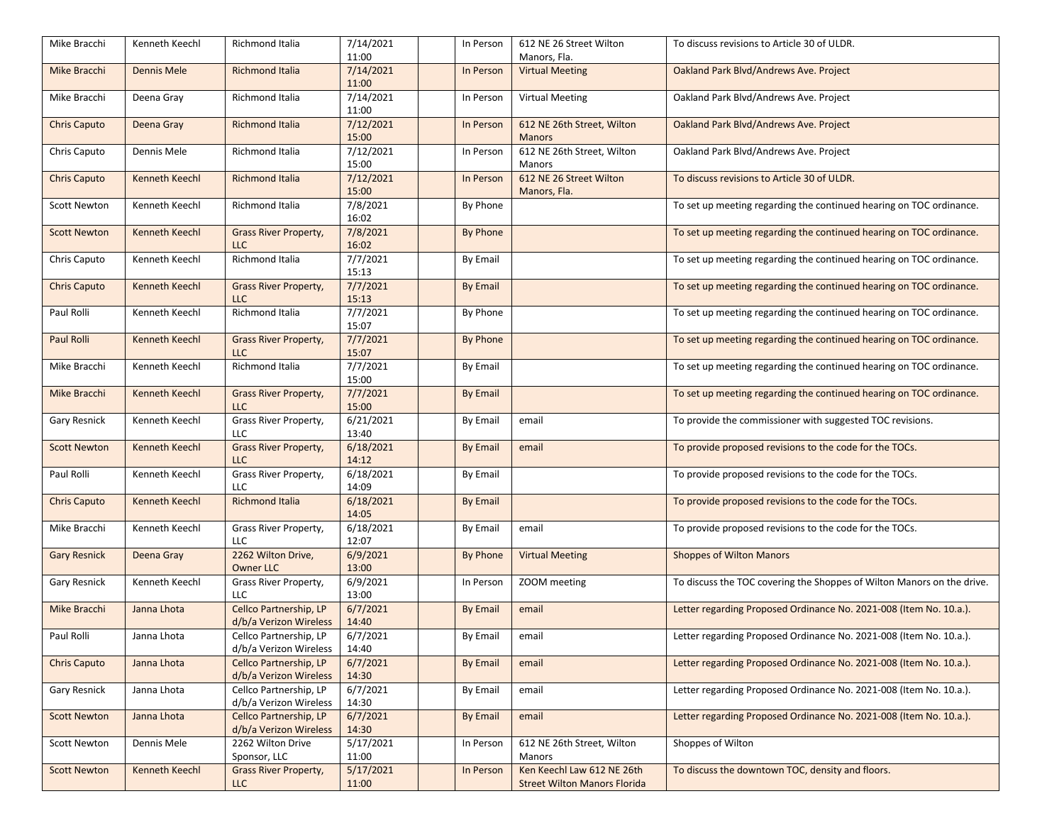| | | | | | | | |
|---|---|---|---|---|---|---|---|
| Mike Bracchi | Kenneth Keechl | Richmond Italia | 7/14/2021 11:00 | | In Person | 612 NE 26 Street Wilton Manors, Fla. | To discuss revisions to Article 30 of ULDR. |
| Mike Bracchi | Dennis Mele | Richmond Italia | 7/14/2021 11:00 | | In Person | Virtual Meeting | Oakland Park Blvd/Andrews Ave. Project |
| Mike Bracchi | Deena Gray | Richmond Italia | 7/14/2021 11:00 | | In Person | Virtual Meeting | Oakland Park Blvd/Andrews Ave. Project |
| Chris Caputo | Deena Gray | Richmond Italia | 7/12/2021 15:00 | | In Person | 612 NE 26th Street, Wilton Manors | Oakland Park Blvd/Andrews Ave. Project |
| Chris Caputo | Dennis Mele | Richmond Italia | 7/12/2021 15:00 | | In Person | 612 NE 26th Street, Wilton Manors | Oakland Park Blvd/Andrews Ave. Project |
| Chris Caputo | Kenneth Keechl | Richmond Italia | 7/12/2021 15:00 | | In Person | 612 NE 26 Street Wilton Manors, Fla. | To discuss revisions to Article 30 of ULDR. |
| Scott Newton | Kenneth Keechl | Richmond Italia | 7/8/2021 16:02 | | By Phone | | To set up meeting regarding the continued hearing on TOC ordinance. |
| Scott Newton | Kenneth Keechl | Grass River Property, LLC | 7/8/2021 16:02 | | By Phone | | To set up meeting regarding the continued hearing on TOC ordinance. |
| Chris Caputo | Kenneth Keechl | Richmond Italia | 7/7/2021 15:13 | | By Email | | To set up meeting regarding the continued hearing on TOC ordinance. |
| Chris Caputo | Kenneth Keechl | Grass River Property, LLC | 7/7/2021 15:13 | | By Email | | To set up meeting regarding the continued hearing on TOC ordinance. |
| Paul Rolli | Kenneth Keechl | Richmond Italia | 7/7/2021 15:07 | | By Phone | | To set up meeting regarding the continued hearing on TOC ordinance. |
| Paul Rolli | Kenneth Keechl | Grass River Property, LLC | 7/7/2021 15:07 | | By Phone | | To set up meeting regarding the continued hearing on TOC ordinance. |
| Mike Bracchi | Kenneth Keechl | Richmond Italia | 7/7/2021 15:00 | | By Email | | To set up meeting regarding the continued hearing on TOC ordinance. |
| Mike Bracchi | Kenneth Keechl | Grass River Property, LLC | 7/7/2021 15:00 | | By Email | | To set up meeting regarding the continued hearing on TOC ordinance. |
| Gary Resnick | Kenneth Keechl | Grass River Property, LLC | 6/21/2021 13:40 | | By Email | email | To provide the commissioner with suggested TOC revisions. |
| Scott Newton | Kenneth Keechl | Grass River Property, LLC | 6/18/2021 14:12 | | By Email | email | To provide proposed revisions to the code for the TOCs. |
| Paul Rolli | Kenneth Keechl | Grass River Property, LLC | 6/18/2021 14:09 | | By Email | | To provide proposed revisions to the code for the TOCs. |
| Chris Caputo | Kenneth Keechl | Richmond Italia | 6/18/2021 14:05 | | By Email | | To provide proposed revisions to the code for the TOCs. |
| Mike Bracchi | Kenneth Keechl | Grass River Property, LLC | 6/18/2021 12:07 | | By Email | email | To provide proposed revisions to the code for the TOCs. |
| Gary Resnick | Deena Gray | 2262 Wilton Drive, Owner LLC | 6/9/2021 13:00 | | By Phone | Virtual Meeting | Shoppes of Wilton Manors |
| Gary Resnick | Kenneth Keechl | Grass River Property, LLC | 6/9/2021 13:00 | | In Person | ZOOM meeting | To discuss the TOC covering the Shoppes of Wilton Manors on the drive. |
| Mike Bracchi | Janna Lhota | Cellco Partnership, LP d/b/a Verizon Wireless | 6/7/2021 14:40 | | By Email | email | Letter regarding Proposed Ordinance No. 2021-008 (Item No. 10.a.). |
| Paul Rolli | Janna Lhota | Cellco Partnership, LP d/b/a Verizon Wireless | 6/7/2021 14:40 | | By Email | email | Letter regarding Proposed Ordinance No. 2021-008 (Item No. 10.a.). |
| Chris Caputo | Janna Lhota | Cellco Partnership, LP d/b/a Verizon Wireless | 6/7/2021 14:30 | | By Email | email | Letter regarding Proposed Ordinance No. 2021-008 (Item No. 10.a.). |
| Gary Resnick | Janna Lhota | Cellco Partnership, LP d/b/a Verizon Wireless | 6/7/2021 14:30 | | By Email | email | Letter regarding Proposed Ordinance No. 2021-008 (Item No. 10.a.). |
| Scott Newton | Janna Lhota | Cellco Partnership, LP d/b/a Verizon Wireless | 6/7/2021 14:30 | | By Email | email | Letter regarding Proposed Ordinance No. 2021-008 (Item No. 10.a.). |
| Scott Newton | Dennis Mele | 2262 Wilton Drive Sponsor, LLC | 5/17/2021 11:00 | | In Person | 612 NE 26th Street, Wilton Manors | Shoppes of Wilton |
| Scott Newton | Kenneth Keechl | Grass River Property, LLC | 5/17/2021 11:00 | | In Person | Ken Keechl Law 612 NE 26th Street Wilton Manors Florida | To discuss the downtown TOC, density and floors. |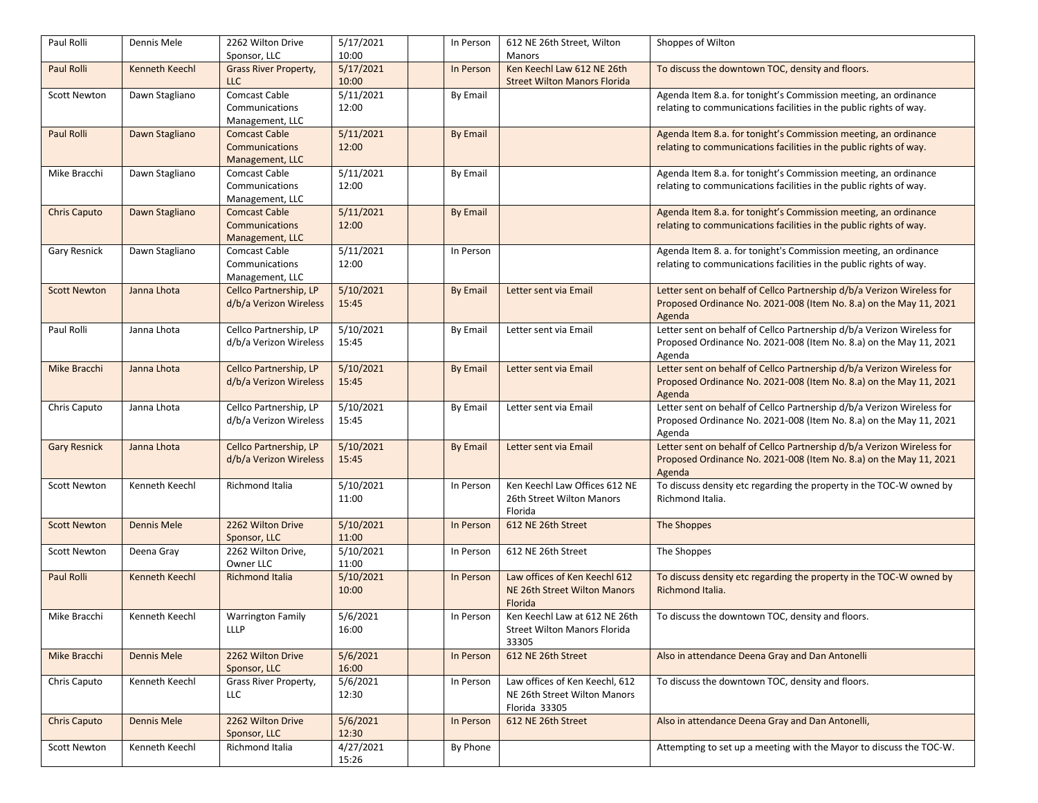| | | | | | | | |
|---|---|---|---|---|---|---|---|
| Paul Rolli | Dennis Mele | 2262 Wilton Drive Sponsor, LLC | 5/17/2021 10:00 | | In Person | 612 NE 26th Street, Wilton Manors | Shoppes of Wilton |
| Paul Rolli | Kenneth Keechl | Grass River Property, LLC | 5/17/2021 10:00 | | In Person | Ken Keechl Law 612 NE 26th Street Wilton Manors Florida | To discuss the downtown TOC, density and floors. |
| Scott Newton | Dawn Stagliano | Comcast Cable Communications Management, LLC | 5/11/2021 12:00 | | By Email | | Agenda Item 8.a. for tonight's Commission meeting, an ordinance relating to communications facilities in the public rights of way. |
| Paul Rolli | Dawn Stagliano | Comcast Cable Communications Management, LLC | 5/11/2021 12:00 | | By Email | | Agenda Item 8.a. for tonight's Commission meeting, an ordinance relating to communications facilities in the public rights of way. |
| Mike Bracchi | Dawn Stagliano | Comcast Cable Communications Management, LLC | 5/11/2021 12:00 | | By Email | | Agenda Item 8.a. for tonight's Commission meeting, an ordinance relating to communications facilities in the public rights of way. |
| Chris Caputo | Dawn Stagliano | Comcast Cable Communications Management, LLC | 5/11/2021 12:00 | | By Email | | Agenda Item 8.a. for tonight's Commission meeting, an ordinance relating to communications facilities in the public rights of way. |
| Gary Resnick | Dawn Stagliano | Comcast Cable Communications Management, LLC | 5/11/2021 12:00 | | In Person | | Agenda Item 8. a. for tonight's Commission meeting, an ordinance relating to communications facilities in the public rights of way. |
| Scott Newton | Janna Lhota | Cellco Partnership, LP d/b/a Verizon Wireless | 5/10/2021 15:45 | | By Email | Letter sent via Email | Letter sent on behalf of Cellco Partnership d/b/a Verizon Wireless for Proposed Ordinance No. 2021-008 (Item No. 8.a) on the May 11, 2021 Agenda |
| Paul Rolli | Janna Lhota | Cellco Partnership, LP d/b/a Verizon Wireless | 5/10/2021 15:45 | | By Email | Letter sent via Email | Letter sent on behalf of Cellco Partnership d/b/a Verizon Wireless for Proposed Ordinance No. 2021-008 (Item No. 8.a) on the May 11, 2021 Agenda |
| Mike Bracchi | Janna Lhota | Cellco Partnership, LP d/b/a Verizon Wireless | 5/10/2021 15:45 | | By Email | Letter sent via Email | Letter sent on behalf of Cellco Partnership d/b/a Verizon Wireless for Proposed Ordinance No. 2021-008 (Item No. 8.a) on the May 11, 2021 Agenda |
| Chris Caputo | Janna Lhota | Cellco Partnership, LP d/b/a Verizon Wireless | 5/10/2021 15:45 | | By Email | Letter sent via Email | Letter sent on behalf of Cellco Partnership d/b/a Verizon Wireless for Proposed Ordinance No. 2021-008 (Item No. 8.a) on the May 11, 2021 Agenda |
| Gary Resnick | Janna Lhota | Cellco Partnership, LP d/b/a Verizon Wireless | 5/10/2021 15:45 | | By Email | Letter sent via Email | Letter sent on behalf of Cellco Partnership d/b/a Verizon Wireless for Proposed Ordinance No. 2021-008 (Item No. 8.a) on the May 11, 2021 Agenda |
| Scott Newton | Kenneth Keechl | Richmond Italia | 5/10/2021 11:00 | | In Person | Ken Keechl Law Offices 612 NE 26th Street Wilton Manors Florida | To discuss density etc regarding the property in the TOC-W owned by Richmond Italia. |
| Scott Newton | Dennis Mele | 2262 Wilton Drive Sponsor, LLC | 5/10/2021 11:00 | | In Person | 612 NE 26th Street | The Shoppes |
| Scott Newton | Deena Gray | 2262 Wilton Drive, Owner LLC | 5/10/2021 11:00 | | In Person | 612 NE 26th Street | The Shoppes |
| Paul Rolli | Kenneth Keechl | Richmond Italia | 5/10/2021 10:00 | | In Person | Law offices of Ken Keechl 612 NE 26th Street Wilton Manors Florida | To discuss density etc regarding the property in the TOC-W owned by Richmond Italia. |
| Mike Bracchi | Kenneth Keechl | Warrington Family LLLP | 5/6/2021 16:00 | | In Person | Ken Keechl Law at 612 NE 26th Street Wilton Manors Florida 33305 | To discuss the downtown TOC, density and floors. |
| Mike Bracchi | Dennis Mele | 2262 Wilton Drive Sponsor, LLC | 5/6/2021 16:00 | | In Person | 612 NE 26th Street | Also in attendance Deena Gray and Dan Antonelli |
| Chris Caputo | Kenneth Keechl | Grass River Property, LLC | 5/6/2021 12:30 | | In Person | Law offices of Ken Keechl, 612 NE 26th Street Wilton Manors Florida 33305 | To discuss the downtown TOC, density and floors. |
| Chris Caputo | Dennis Mele | 2262 Wilton Drive Sponsor, LLC | 5/6/2021 12:30 | | In Person | 612 NE 26th Street | Also in attendance Deena Gray and Dan Antonelli, |
| Scott Newton | Kenneth Keechl | Richmond Italia | 4/27/2021 15:26 | | By Phone | | Attempting to set up a meeting with the Mayor to discuss the TOC-W. |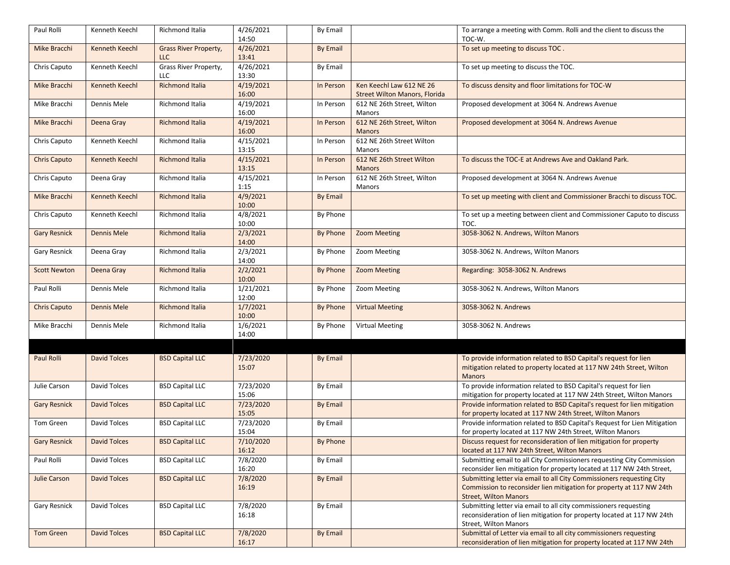| | | | | | | | |
|---|---|---|---|---|---|---|---|
| Paul Rolli | Kenneth Keechl | Richmond Italia | 4/26/2021 14:50 | | By Email | | To arrange a meeting with Comm. Rolli and the client to discuss the TOC-W. |
| Mike Bracchi | Kenneth Keechl | Grass River Property, LLC | 4/26/2021 13:41 | | By Email | | To set up meeting to discuss TOC . |
| Chris Caputo | Kenneth Keechl | Grass River Property, LLC | 4/26/2021 13:30 | | By Email | | To set up meeting to discuss the TOC. |
| Mike Bracchi | Kenneth Keechl | Richmond Italia | 4/19/2021 16:00 | | In Person | Ken Keechl Law 612 NE 26 Street Wilton Manors, Florida | To discuss density and floor limitations for TOC-W |
| Mike Bracchi | Dennis Mele | Richmond Italia | 4/19/2021 16:00 | | In Person | 612 NE 26th Street, Wilton Manors | Proposed development at 3064 N. Andrews Avenue |
| Mike Bracchi | Deena Gray | Richmond Italia | 4/19/2021 16:00 | | In Person | 612 NE 26th Street, Wilton Manors | Proposed development at 3064 N. Andrews Avenue |
| Chris Caputo | Kenneth Keechl | Richmond Italia | 4/15/2021 13:15 | | In Person | 612 NE 26th Street Wilton Manors | |
| Chris Caputo | Kenneth Keechl | Richmond Italia | 4/15/2021 13:15 | | In Person | 612 NE 26th Street Wilton Manors | To discuss the TOC-E at Andrews Ave and Oakland Park. |
| Chris Caputo | Deena Gray | Richmond Italia | 4/15/2021 1:15 | | In Person | 612 NE 26th Street, Wilton Manors | Proposed development at 3064 N. Andrews Avenue |
| Mike Bracchi | Kenneth Keechl | Richmond Italia | 4/9/2021 10:00 | | By Email | | To set up meeting with client and Commissioner Bracchi to discuss TOC. |
| Chris Caputo | Kenneth Keechl | Richmond Italia | 4/8/2021 10:00 | | By Phone | | To set up a meeting between client and Commissioner Caputo to discuss TOC. |
| Gary Resnick | Dennis Mele | Richmond Italia | 2/3/2021 14:00 | | By Phone | Zoom Meeting | 3058-3062 N. Andrews, Wilton Manors |
| Gary Resnick | Deena Gray | Richmond Italia | 2/3/2021 14:00 | | By Phone | Zoom Meeting | 3058-3062 N. Andrews, Wilton Manors |
| Scott Newton | Deena Gray | Richmond Italia | 2/2/2021 10:00 | | By Phone | Zoom Meeting | Regarding: 3058-3062 N. Andrews |
| Paul Rolli | Dennis Mele | Richmond Italia | 1/21/2021 12:00 | | By Phone | Zoom Meeting | 3058-3062 N. Andrews, Wilton Manors |
| Chris Caputo | Dennis Mele | Richmond Italia | 1/7/2021 10:00 | | By Phone | Virtual Meeting | 3058-3062 N. Andrews |
| Mike Bracchi | Dennis Mele | Richmond Italia | 1/6/2021 14:00 | | By Phone | Virtual Meeting | 3058-3062 N. Andrews |
| | | | | | | | |
| Paul Rolli | David Tolces | BSD Capital LLC | 7/23/2020 15:07 | | By Email | | To provide information related to BSD Capital's request for lien mitigation related to property located at 117 NW 24th Street, Wilton Manors |
| Julie Carson | David Tolces | BSD Capital LLC | 7/23/2020 15:06 | | By Email | | To provide information related to BSD Capital's request for lien mitigation for property located at 117 NW 24th Street, Wilton Manors |
| Gary Resnick | David Tolces | BSD Capital LLC | 7/23/2020 15:05 | | By Email | | Provide information related to BSD Capital's request for lien mitigation for property located at 117 NW 24th Street, Wilton Manors |
| Tom Green | David Tolces | BSD Capital LLC | 7/23/2020 15:04 | | By Email | | Provide information related to BSD Capital's Request for Lien Mitigation for property located at 117 NW 24th Street, Wilton Manors |
| Gary Resnick | David Tolces | BSD Capital LLC | 7/10/2020 16:12 | | By Phone | | Discuss request for reconsideration of lien mitigation for property located at 117 NW 24th Street, Wilton Manors |
| Paul Rolli | David Tolces | BSD Capital LLC | 7/8/2020 16:20 | | By Email | | Submitting email to all City Commissioners requesting City Commission reconsider lien mitigation for property located at 117 NW 24th Street, |
| Julie Carson | David Tolces | BSD Capital LLC | 7/8/2020 16:19 | | By Email | | Submitting letter via email to all City Commissioners requesting City Commission to reconsider lien mitigation for property at 117 NW 24th Street, Wilton Manors |
| Gary Resnick | David Tolces | BSD Capital LLC | 7/8/2020 16:18 | | By Email | | Submitting letter via email to all city commissioners requesting reconsideration of lien mitigation for property located at 117 NW 24th Street, Wilton Manors |
| Tom Green | David Tolces | BSD Capital LLC | 7/8/2020 16:17 | | By Email | | Submittal of Letter via email to all city commissioners requesting reconsideration of lien mitigation for property located at 117 NW 24th |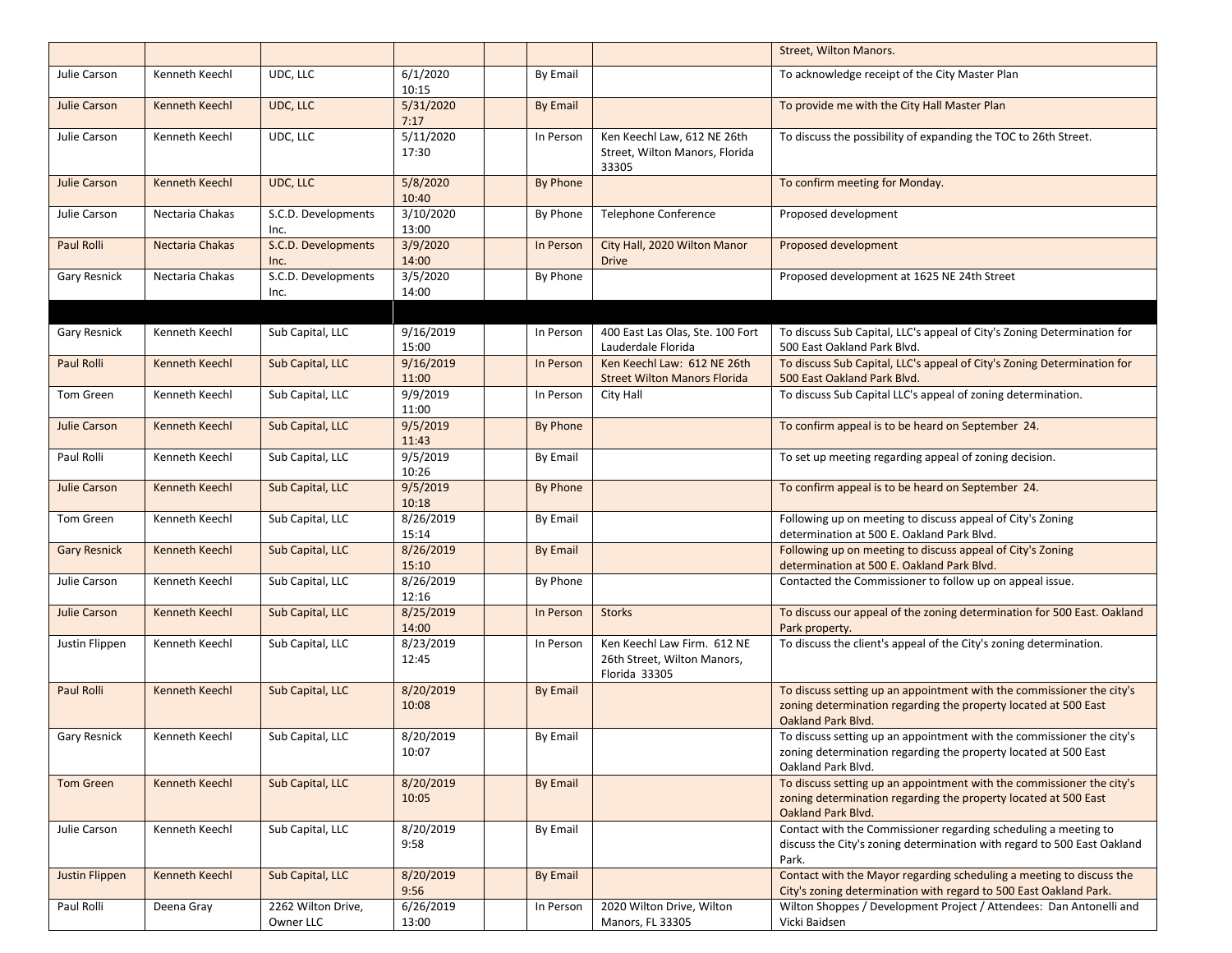| | | | | | | | |
|---|---|---|---|---|---|---|---|
| | | | | | | | Street, Wilton Manors. |
| Julie Carson | Kenneth Keechl | UDC, LLC | 6/1/2020 10:15 | | By Email | | To acknowledge receipt of the City Master Plan |
| Julie Carson | Kenneth Keechl | UDC, LLC | 5/31/2020 7:17 | | By Email | | To provide me with the City Hall Master Plan |
| Julie Carson | Kenneth Keechl | UDC, LLC | 5/11/2020 17:30 | | In Person | Ken Keechl Law, 612 NE 26th Street, Wilton Manors, Florida 33305 | To discuss the possibility of expanding the TOC to 26th Street. |
| Julie Carson | Kenneth Keechl | UDC, LLC | 5/8/2020 10:40 | | By Phone | | To confirm meeting for Monday. |
| Julie Carson | Nectaria Chakas | S.C.D. Developments Inc. | 3/10/2020 13:00 | | By Phone | Telephone Conference | Proposed development |
| Paul Rolli | Nectaria Chakas | S.C.D. Developments Inc. | 3/9/2020 14:00 | | In Person | City Hall, 2020 Wilton Manor Drive | Proposed development |
| Gary Resnick | Nectaria Chakas | S.C.D. Developments Inc. | 3/5/2020 14:00 | | By Phone | | Proposed development at 1625 NE 24th Street |
| | | | | | | | |
| Gary Resnick | Kenneth Keechl | Sub Capital, LLC | 9/16/2019 15:00 | | In Person | 400 East Las Olas, Ste. 100 Fort Lauderdale Florida | To discuss Sub Capital, LLC's appeal of City's Zoning Determination for 500 East Oakland Park Blvd. |
| Paul Rolli | Kenneth Keechl | Sub Capital, LLC | 9/16/2019 11:00 | | In Person | Ken Keechl Law: 612 NE 26th Street Wilton Manors Florida | To discuss Sub Capital, LLC's appeal of City's Zoning Determination for 500 East Oakland Park Blvd. |
| Tom Green | Kenneth Keechl | Sub Capital, LLC | 9/9/2019 11:00 | | In Person | City Hall | To discuss Sub Capital LLC's appeal of zoning determination. |
| Julie Carson | Kenneth Keechl | Sub Capital, LLC | 9/5/2019 11:43 | | By Phone | | To confirm appeal is to be heard on September 24. |
| Paul Rolli | Kenneth Keechl | Sub Capital, LLC | 9/5/2019 10:26 | | By Email | | To set up meeting regarding appeal of zoning decision. |
| Julie Carson | Kenneth Keechl | Sub Capital, LLC | 9/5/2019 10:18 | | By Phone | | To confirm appeal is to be heard on September 24. |
| Tom Green | Kenneth Keechl | Sub Capital, LLC | 8/26/2019 15:14 | | By Email | | Following up on meeting to discuss appeal of City's Zoning determination at 500 E. Oakland Park Blvd. |
| Gary Resnick | Kenneth Keechl | Sub Capital, LLC | 8/26/2019 15:10 | | By Email | | Following up on meeting to discuss appeal of City's Zoning determination at 500 E. Oakland Park Blvd. |
| Julie Carson | Kenneth Keechl | Sub Capital, LLC | 8/26/2019 12:16 | | By Phone | | Contacted the Commissioner to follow up on appeal issue. |
| Julie Carson | Kenneth Keechl | Sub Capital, LLC | 8/25/2019 14:00 | | In Person | Storks | To discuss our appeal of the zoning determination for 500 East. Oakland Park property. |
| Justin Flippen | Kenneth Keechl | Sub Capital, LLC | 8/23/2019 12:45 | | In Person | Ken Keechl Law Firm. 612 NE 26th Street, Wilton Manors, Florida 33305 | To discuss the client's appeal of the City's zoning determination. |
| Paul Rolli | Kenneth Keechl | Sub Capital, LLC | 8/20/2019 10:08 | | By Email | | To discuss setting up an appointment with the commissioner the city's zoning determination regarding the property located at 500 East Oakland Park Blvd. |
| Gary Resnick | Kenneth Keechl | Sub Capital, LLC | 8/20/2019 10:07 | | By Email | | To discuss setting up an appointment with the commissioner the city's zoning determination regarding the property located at 500 East Oakland Park Blvd. |
| Tom Green | Kenneth Keechl | Sub Capital, LLC | 8/20/2019 10:05 | | By Email | | To discuss setting up an appointment with the commissioner the city's zoning determination regarding the property located at 500 East Oakland Park Blvd. |
| Julie Carson | Kenneth Keechl | Sub Capital, LLC | 8/20/2019 9:58 | | By Email | | Contact with the Commissioner regarding scheduling a meeting to discuss the City's zoning determination with regard to 500 East Oakland Park. |
| Justin Flippen | Kenneth Keechl | Sub Capital, LLC | 8/20/2019 9:56 | | By Email | | Contact with the Mayor regarding scheduling a meeting to discuss the City's zoning determination with regard to 500 East Oakland Park. |
| Paul Rolli | Deena Gray | 2262 Wilton Drive, Owner LLC | 6/26/2019 13:00 | | In Person | 2020 Wilton Drive, Wilton Manors, FL 33305 | Wilton Shoppes / Development Project / Attendees: Dan Antonelli and Vicki Baidsen |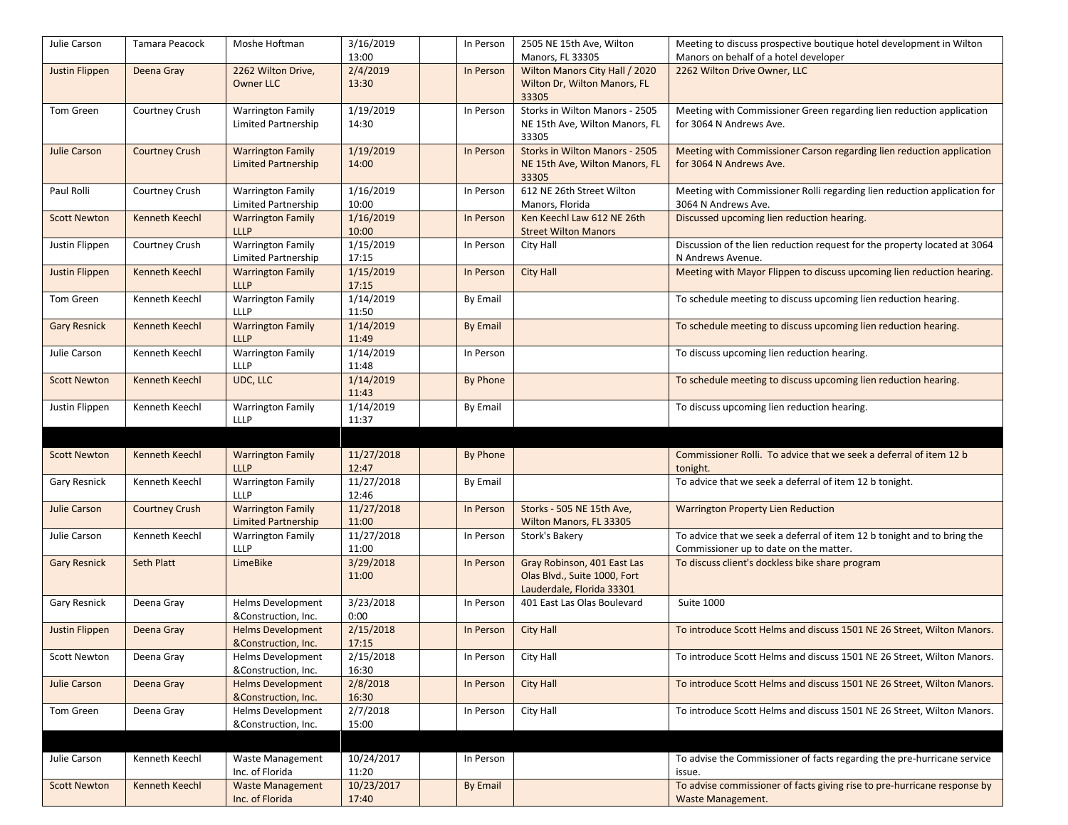| | | | | | | | |
|---|---|---|---|---|---|---|---|
| Julie Carson | Tamara Peacock | Moshe Hoftman | 3/16/2019 13:00 | | In Person | 2505 NE 15th Ave, Wilton Manors, FL 33305 | Meeting to discuss prospective boutique hotel development in Wilton Manors on behalf of a hotel developer |
| Justin Flippen | Deena Gray | 2262 Wilton Drive, Owner LLC | 2/4/2019 13:30 | | In Person | Wilton Manors City Hall / 2020 Wilton Dr, Wilton Manors, FL 33305 | 2262 Wilton Drive Owner, LLC |
| Tom Green | Courtney Crush | Warrington Family Limited Partnership | 1/19/2019 14:30 | | In Person | Storks in Wilton Manors - 2505 NE 15th Ave, Wilton Manors, FL 33305 | Meeting with Commissioner Green regarding lien reduction application for 3064 N Andrews Ave. |
| Julie Carson | Courtney Crush | Warrington Family Limited Partnership | 1/19/2019 14:00 | | In Person | Storks in Wilton Manors - 2505 NE 15th Ave, Wilton Manors, FL 33305 | Meeting with Commissioner Carson regarding lien reduction application for 3064 N Andrews Ave. |
| Paul Rolli | Courtney Crush | Warrington Family Limited Partnership | 1/16/2019 10:00 | | In Person | 612 NE 26th Street Wilton Manors, Florida | Meeting with Commissioner Rolli regarding lien reduction application for 3064 N Andrews Ave. |
| Scott Newton | Kenneth Keechl | Warrington Family LLLP | 1/16/2019 10:00 | | In Person | Ken Keechl Law 612 NE 26th Street Wilton Manors | Discussed upcoming lien reduction hearing. |
| Justin Flippen | Courtney Crush | Warrington Family Limited Partnership | 1/15/2019 17:15 | | In Person | City Hall | Discussion of the lien reduction request for the property located at 3064 N Andrews Avenue. |
| Justin Flippen | Kenneth Keechl | Warrington Family LLLP | 1/15/2019 17:15 | | In Person | City Hall | Meeting with Mayor Flippen to discuss upcoming lien reduction hearing. |
| Tom Green | Kenneth Keechl | Warrington Family LLLP | 1/14/2019 11:50 | | By Email | | To schedule meeting to discuss upcoming lien reduction hearing. |
| Gary Resnick | Kenneth Keechl | Warrington Family LLLP | 1/14/2019 11:49 | | By Email | | To schedule meeting to discuss upcoming lien reduction hearing. |
| Julie Carson | Kenneth Keechl | Warrington Family LLLP | 1/14/2019 11:48 | | In Person | | To discuss upcoming lien reduction hearing. |
| Scott Newton | Kenneth Keechl | UDC, LLC | 1/14/2019 11:43 | | By Phone | | To schedule meeting to discuss upcoming lien reduction hearing. |
| Justin Flippen | Kenneth Keechl | Warrington Family LLLP | 1/14/2019 11:37 | | By Email | | To discuss upcoming lien reduction hearing. |
| | | | | | | | |
| Scott Newton | Kenneth Keechl | Warrington Family LLLP | 11/27/2018 12:47 | | By Phone | | Commissioner Rolli. To advice that we seek a deferral of item 12 b tonight. |
| Gary Resnick | Kenneth Keechl | Warrington Family LLLP | 11/27/2018 12:46 | | By Email | | To advice that we seek a deferral of item 12 b tonight. |
| Julie Carson | Courtney Crush | Warrington Family Limited Partnership | 11/27/2018 11:00 | | In Person | Storks - 505 NE 15th Ave, Wilton Manors, FL 33305 | Warrington Property Lien Reduction |
| Julie Carson | Kenneth Keechl | Warrington Family LLLP | 11/27/2018 11:00 | | In Person | Stork's Bakery | To advice that we seek a deferral of item 12 b tonight and to bring the Commissioner up to date on the matter. |
| Gary Resnick | Seth Platt | LimeBike | 3/29/2018 11:00 | | In Person | Gray Robinson, 401 East Las Olas Blvd., Suite 1000, Fort Lauderdale, Florida 33301 | To discuss client's dockless bike share program |
| Gary Resnick | Deena Gray | Helms Development &Construction, Inc. | 3/23/2018 0:00 | | In Person | 401 East Las Olas Boulevard | Suite 1000 |
| Justin Flippen | Deena Gray | Helms Development &Construction, Inc. | 2/15/2018 17:15 | | In Person | City Hall | To introduce Scott Helms and discuss 1501 NE 26 Street, Wilton Manors. |
| Scott Newton | Deena Gray | Helms Development &Construction, Inc. | 2/15/2018 16:30 | | In Person | City Hall | To introduce Scott Helms and discuss 1501 NE 26 Street, Wilton Manors. |
| Julie Carson | Deena Gray | Helms Development &Construction, Inc. | 2/8/2018 16:30 | | In Person | City Hall | To introduce Scott Helms and discuss 1501 NE 26 Street, Wilton Manors. |
| Tom Green | Deena Gray | Helms Development &Construction, Inc. | 2/7/2018 15:00 | | In Person | City Hall | To introduce Scott Helms and discuss 1501 NE 26 Street, Wilton Manors. |
| | | | | | | | |
| Julie Carson | Kenneth Keechl | Waste Management Inc. of Florida | 10/24/2017 11:20 | | In Person | | To advise the Commissioner of facts regarding the pre-hurricane service issue. |
| Scott Newton | Kenneth Keechl | Waste Management Inc. of Florida | 10/23/2017 17:40 | | By Email | | To advise commissioner of facts giving rise to pre-hurricane response by Waste Management. |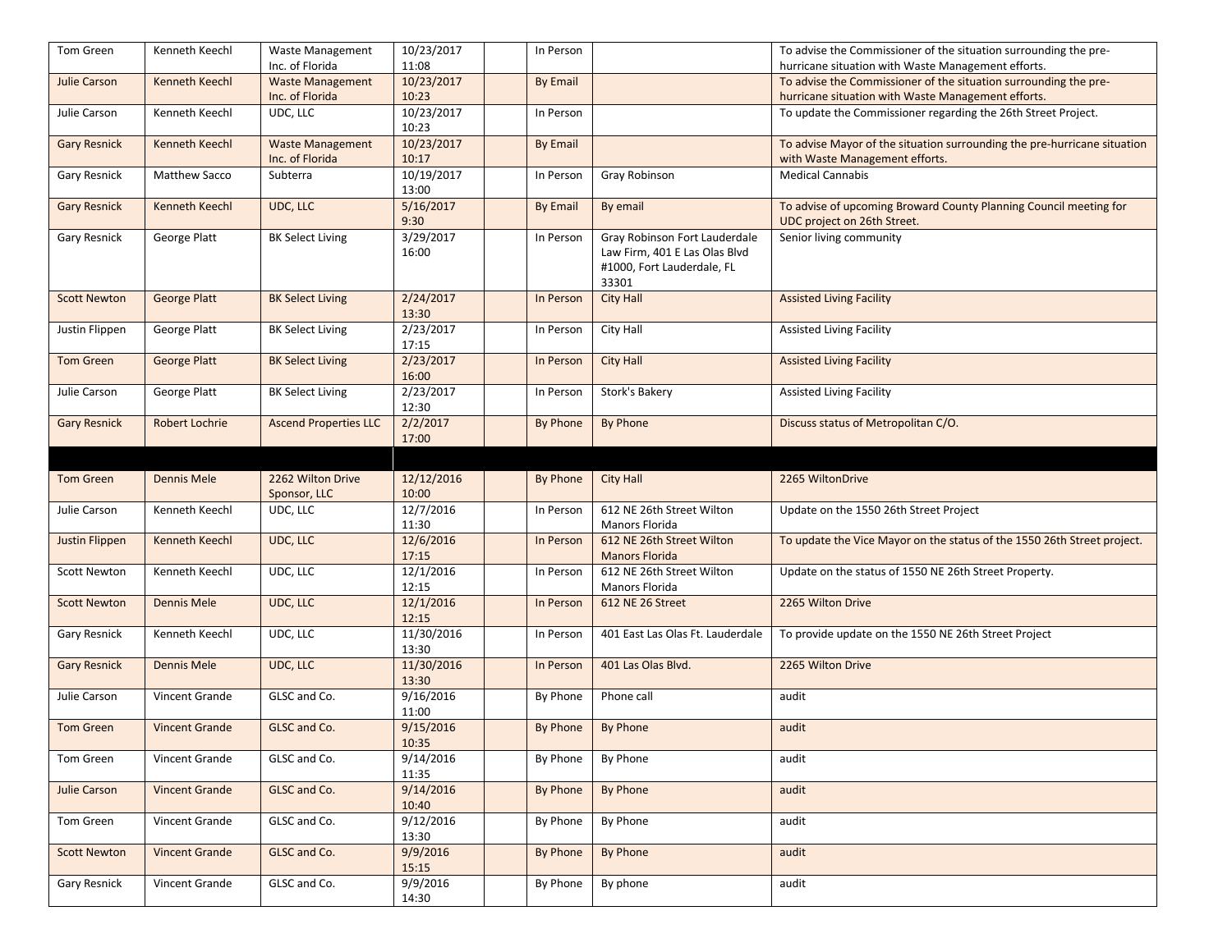| | | | | | | | |
|---|---|---|---|---|---|---|---|
| Tom Green | Kenneth Keechl | Waste Management Inc. of Florida | 10/23/2017 11:08 | | In Person | | To advise the Commissioner of the situation surrounding the pre-hurricane situation with Waste Management efforts. |
| Julie Carson | Kenneth Keechl | Waste Management Inc. of Florida | 10/23/2017 10:23 | | By Email | | To advise the Commissioner of the situation surrounding the pre-hurricane situation with Waste Management efforts. |
| Julie Carson | Kenneth Keechl | UDC, LLC | 10/23/2017 10:23 | | In Person | | To update the Commissioner regarding the 26th Street Project. |
| Gary Resnick | Kenneth Keechl | Waste Management Inc. of Florida | 10/23/2017 10:17 | | By Email | | To advise Mayor of the situation surrounding the pre-hurricane situation with Waste Management efforts. |
| Gary Resnick | Matthew Sacco | Subterra | 10/19/2017 13:00 | | In Person | Gray Robinson | Medical Cannabis |
| Gary Resnick | Kenneth Keechl | UDC, LLC | 5/16/2017 9:30 | | By Email | By email | To advise of upcoming Broward County Planning Council meeting for UDC project on 26th Street. |
| Gary Resnick | George Platt | BK Select Living | 3/29/2017 16:00 | | In Person | Gray Robinson Fort Lauderdale Law Firm, 401 E Las Olas Blvd #1000, Fort Lauderdale, FL 33301 | Senior living community |
| Scott Newton | George Platt | BK Select Living | 2/24/2017 13:30 | | In Person | City Hall | Assisted Living Facility |
| Justin Flippen | George Platt | BK Select Living | 2/23/2017 17:15 | | In Person | City Hall | Assisted Living Facility |
| Tom Green | George Platt | BK Select Living | 2/23/2017 16:00 | | In Person | City Hall | Assisted Living Facility |
| Julie Carson | George Platt | BK Select Living | 2/23/2017 12:30 | | In Person | Stork's Bakery | Assisted Living Facility |
| Gary Resnick | Robert Lochrie | Ascend Properties LLC | 2/2/2017 17:00 | | By Phone | By Phone | Discuss status of Metropolitan C/O. |
| | | | | | | | |
| Tom Green | Dennis Mele | 2262 Wilton Drive Sponsor, LLC | 12/12/2016 10:00 | | By Phone | City Hall | 2265 WiltonDrive |
| Julie Carson | Kenneth Keechl | UDC, LLC | 12/7/2016 11:30 | | In Person | 612 NE 26th Street Wilton Manors Florida | Update on the 1550 26th Street Project |
| Justin Flippen | Kenneth Keechl | UDC, LLC | 12/6/2016 17:15 | | In Person | 612 NE 26th Street Wilton Manors Florida | To update the Vice Mayor on the status of the 1550 26th Street project. |
| Scott Newton | Kenneth Keechl | UDC, LLC | 12/1/2016 12:15 | | In Person | 612 NE 26th Street Wilton Manors Florida | Update on the status of 1550 NE 26th Street Property. |
| Scott Newton | Dennis Mele | UDC, LLC | 12/1/2016 12:15 | | In Person | 612 NE 26 Street | 2265 Wilton Drive |
| Gary Resnick | Kenneth Keechl | UDC, LLC | 11/30/2016 13:30 | | In Person | 401 East Las Olas Ft. Lauderdale | To provide update on the 1550 NE 26th Street Project |
| Gary Resnick | Dennis Mele | UDC, LLC | 11/30/2016 13:30 | | In Person | 401 Las Olas Blvd. | 2265 Wilton Drive |
| Julie Carson | Vincent Grande | GLSC and Co. | 9/16/2016 11:00 | | By Phone | Phone call | audit |
| Tom Green | Vincent Grande | GLSC and Co. | 9/15/2016 10:35 | | By Phone | By Phone | audit |
| Tom Green | Vincent Grande | GLSC and Co. | 9/14/2016 11:35 | | By Phone | By Phone | audit |
| Julie Carson | Vincent Grande | GLSC and Co. | 9/14/2016 10:40 | | By Phone | By Phone | audit |
| Tom Green | Vincent Grande | GLSC and Co. | 9/12/2016 13:30 | | By Phone | By Phone | audit |
| Scott Newton | Vincent Grande | GLSC and Co. | 9/9/2016 15:15 | | By Phone | By Phone | audit |
| Gary Resnick | Vincent Grande | GLSC and Co. | 9/9/2016 14:30 | | By Phone | By phone | audit |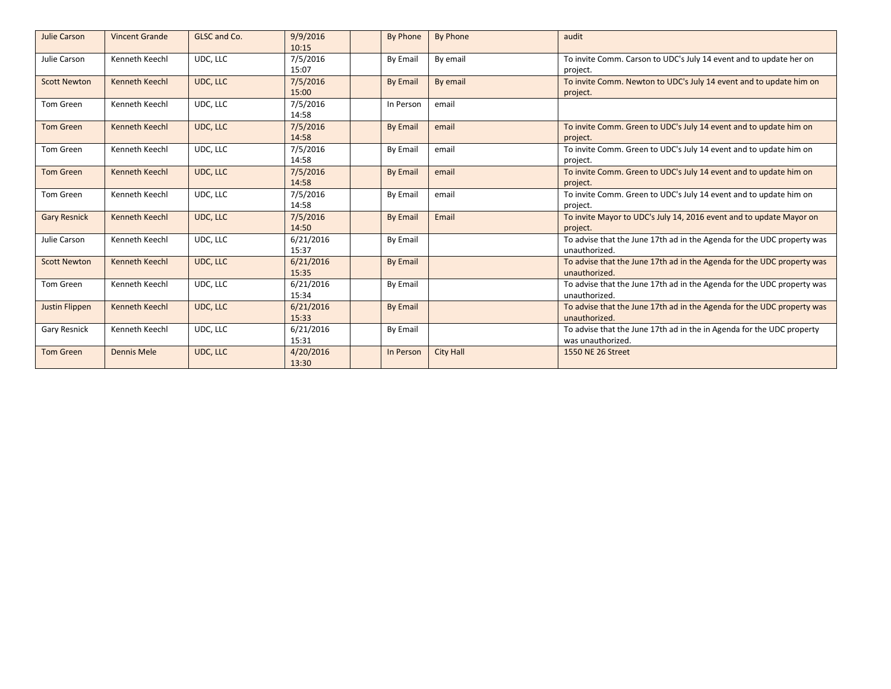| | | | | | | | |
|---|---|---|---|---|---|---|---|
| Julie Carson | Vincent Grande | GLSC and Co. | 9/9/2016 10:15 | | By Phone | By Phone | audit |
| Julie Carson | Kenneth Keechl | UDC, LLC | 7/5/2016 15:07 | | By Email | By email | To invite Comm. Carson to UDC's July 14 event and to update her on project. |
| Scott Newton | Kenneth Keechl | UDC, LLC | 7/5/2016 15:00 | | By Email | By email | To invite Comm. Newton to UDC's July 14 event and to update him on project. |
| Tom Green | Kenneth Keechl | UDC, LLC | 7/5/2016 14:58 | | In Person | email | |
| Tom Green | Kenneth Keechl | UDC, LLC | 7/5/2016 14:58 | | By Email | email | To invite Comm. Green to UDC's July 14 event and to update him on project. |
| Tom Green | Kenneth Keechl | UDC, LLC | 7/5/2016 14:58 | | By Email | email | To invite Comm. Green to UDC's July 14 event and to update him on project. |
| Tom Green | Kenneth Keechl | UDC, LLC | 7/5/2016 14:58 | | By Email | email | To invite Comm. Green to UDC's July 14 event and to update him on project. |
| Tom Green | Kenneth Keechl | UDC, LLC | 7/5/2016 14:58 | | By Email | email | To invite Comm. Green to UDC's July 14 event and to update him on project. |
| Gary Resnick | Kenneth Keechl | UDC, LLC | 7/5/2016 14:50 | | By Email | Email | To invite Mayor to UDC's July 14, 2016 event and to update Mayor on project. |
| Julie Carson | Kenneth Keechl | UDC, LLC | 6/21/2016 15:37 | | By Email | | To advise that the June 17th ad in the Agenda for the UDC property was unauthorized. |
| Scott Newton | Kenneth Keechl | UDC, LLC | 6/21/2016 15:35 | | By Email | | To advise that the June 17th ad in the Agenda for the UDC property was unauthorized. |
| Tom Green | Kenneth Keechl | UDC, LLC | 6/21/2016 15:34 | | By Email | | To advise that the June 17th ad in the Agenda for the UDC property was unauthorized. |
| Justin Flippen | Kenneth Keechl | UDC, LLC | 6/21/2016 15:33 | | By Email | | To advise that the June 17th ad in the Agenda for the UDC property was unauthorized. |
| Gary Resnick | Kenneth Keechl | UDC, LLC | 6/21/2016 15:31 | | By Email | | To advise that the June 17th ad in the in Agenda for the UDC property was unauthorized. |
| Tom Green | Dennis Mele | UDC, LLC | 4/20/2016 13:30 | | In Person | City Hall | 1550 NE 26 Street |